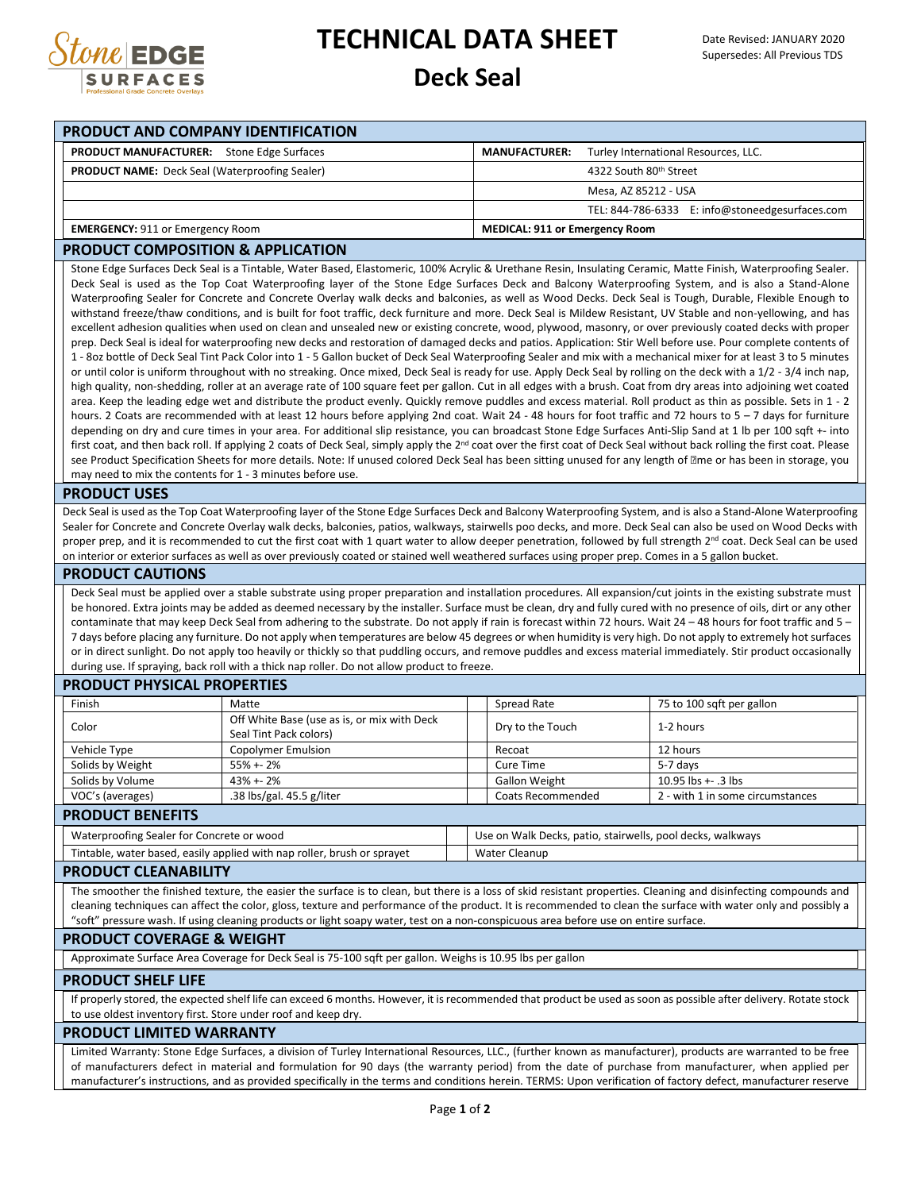# TECHNICAL DATA SHEET

## Deck Seal

Date Revised: JANUARY 2020
Supersedes: All Previous TDS

## PRODUCT AND COMPANY IDENTIFICATION

| | |
|---|---|
| **PRODUCT MANUFACTURER:** Stone Edge Surfaces | **MANUFACTURER:** Turley International Resources, LLC. |
| **PRODUCT NAME:** Deck Seal (Waterproofing Sealer) | 4322 South 80th Street |
| | Mesa, AZ 85212 - USA |
| | TEL: 844-786-6333 E: info@stoneedgesurfaces.com |
| **EMERGENCY:** 911 or Emergency Room | **MEDICAL: 911 or Emergency Room** |

## PRODUCT COMPOSITION & APPLICATION

Stone Edge Surfaces Deck Seal is a Tintable, Water Based, Elastomeric, 100% Acrylic & Urethane Resin, Insulating Ceramic, Matte Finish, Waterproofing Sealer. Deck Seal is used as the Top Coat Waterproofing layer of the Stone Edge Surfaces Deck and Balcony Waterproofing System, and is also a Stand-Alone Waterproofing Sealer for Concrete and Concrete Overlay walk decks and balconies, as well as Wood Decks. Deck Seal is Tough, Durable, Flexible Enough to withstand freeze/thaw conditions, and is built for foot traffic, deck furniture and more. Deck Seal is Mildew Resistant, UV Stable and non-yellowing, and has excellent adhesion qualities when used on clean and unsealed new or existing concrete, wood, plywood, masonry, or over previously coated decks with proper prep. Deck Seal is ideal for waterproofing new decks and restoration of damaged decks and patios. Application: Stir Well before use. Pour complete contents of 1 - 8oz bottle of Deck Seal Tint Pack Color into 1 - 5 Gallon bucket of Deck Seal Waterproofing Sealer and mix with a mechanical mixer for at least 3 to 5 minutes or until color is uniform throughout with no streaking. Once mixed, Deck Seal is ready for use. Apply Deck Seal by rolling on the deck with a 1/2 - 3/4 inch nap, high quality, non-shedding, roller at an average rate of 100 square feet per gallon. Cut in all edges with a brush. Coat from dry areas into adjoining wet coated area. Keep the leading edge wet and distribute the product evenly. Quickly remove puddles and excess material. Roll product as thin as possible. Sets in 1 - 2 hours. 2 Coats are recommended with at least 12 hours before applying 2nd coat. Wait 24 - 48 hours for foot traffic and 72 hours to 5 – 7 days for furniture depending on dry and cure times in your area. For additional slip resistance, you can broadcast Stone Edge Surfaces Anti-Slip Sand at 1 lb per 100 sqft +- into first coat, and then back roll. If applying 2 coats of Deck Seal, simply apply the 2nd coat over the first coat of Deck Seal without back rolling the first coat. Please see Product Specification Sheets for more details. Note: If unused colored Deck Seal has been sitting unused for any length of time or has been in storage, you may need to mix the contents for 1 - 3 minutes before use.

## PRODUCT USES

Deck Seal is used as the Top Coat Waterproofing layer of the Stone Edge Surfaces Deck and Balcony Waterproofing System, and is also a Stand-Alone Waterproofing Sealer for Concrete and Concrete Overlay walk decks, balconies, patios, walkways, stairwells poo decks, and more. Deck Seal can also be used on Wood Decks with proper prep, and it is recommended to cut the first coat with 1 quart water to allow deeper penetration, followed by full strength 2nd coat. Deck Seal can be used on interior or exterior surfaces as well as over previously coated or stained well weathered surfaces using proper prep. Comes in a 5 gallon bucket.

## PRODUCT CAUTIONS

Deck Seal must be applied over a stable substrate using proper preparation and installation procedures. All expansion/cut joints in the existing substrate must be honored. Extra joints may be added as deemed necessary by the installer. Surface must be clean, dry and fully cured with no presence of oils, dirt or any other contaminate that may keep Deck Seal from adhering to the substrate. Do not apply if rain is forecast within 72 hours. Wait 24 – 48 hours for foot traffic and 5 – 7 days before placing any furniture. Do not apply when temperatures are below 45 degrees or when humidity is very high. Do not apply to extremely hot surfaces or in direct sunlight. Do not apply too heavily or thickly so that puddling occurs, and remove puddles and excess material immediately. Stir product occasionally during use. If spraying, back roll with a thick nap roller. Do not allow product to freeze.

## PRODUCT PHYSICAL PROPERTIES

| | | | |
|---|---|---|---|
| Finish | Matte | Spread Rate | 75 to 100 sqft per gallon |
| Color | Off White Base (use as is, or mix with Deck Seal Tint Pack colors) | Dry to the Touch | 1-2 hours |
| Vehicle Type | Copolymer Emulsion | Recoat | 12 hours |
| Solids by Weight | 55% +- 2% | Cure Time | 5-7 days |
| Solids by Volume | 43% +- 2% | Gallon Weight | 10.95 lbs +- .3 lbs |
| VOC's (averages) | .38 lbs/gal. 45.5 g/liter | Coats Recommended | 2 - with 1 in some circumstances |

## PRODUCT BENEFITS

| | |
|---|---|
| Waterproofing Sealer for Concrete or wood | Use on Walk Decks, patio, stairwells, pool decks, walkways |
| Tintable, water based, easily applied with nap roller, brush or sprayet | Water Cleanup |

## PRODUCT CLEANABILITY

The smoother the finished texture, the easier the surface is to clean, but there is a loss of skid resistant properties. Cleaning and disinfecting compounds and cleaning techniques can affect the color, gloss, texture and performance of the product. It is recommended to clean the surface with water only and possibly a "soft" pressure wash. If using cleaning products or light soapy water, test on a non-conspicuous area before use on entire surface.

## PRODUCT COVERAGE & WEIGHT

Approximate Surface Area Coverage for Deck Seal is 75-100 sqft per gallon. Weighs is 10.95 lbs per gallon

## PRODUCT SHELF LIFE

If properly stored, the expected shelf life can exceed 6 months. However, it is recommended that product be used as soon as possible after delivery. Rotate stock to use oldest inventory first. Store under roof and keep dry.

## PRODUCT LIMITED WARRANTY

Limited Warranty: Stone Edge Surfaces, a division of Turley International Resources, LLC., (further known as manufacturer), products are warranted to be free of manufacturers defect in material and formulation for 90 days (the warranty period) from the date of purchase from manufacturer, when applied per manufacturer's instructions, and as provided specifically in the terms and conditions herein. TERMS: Upon verification of factory defect, manufacturer reserve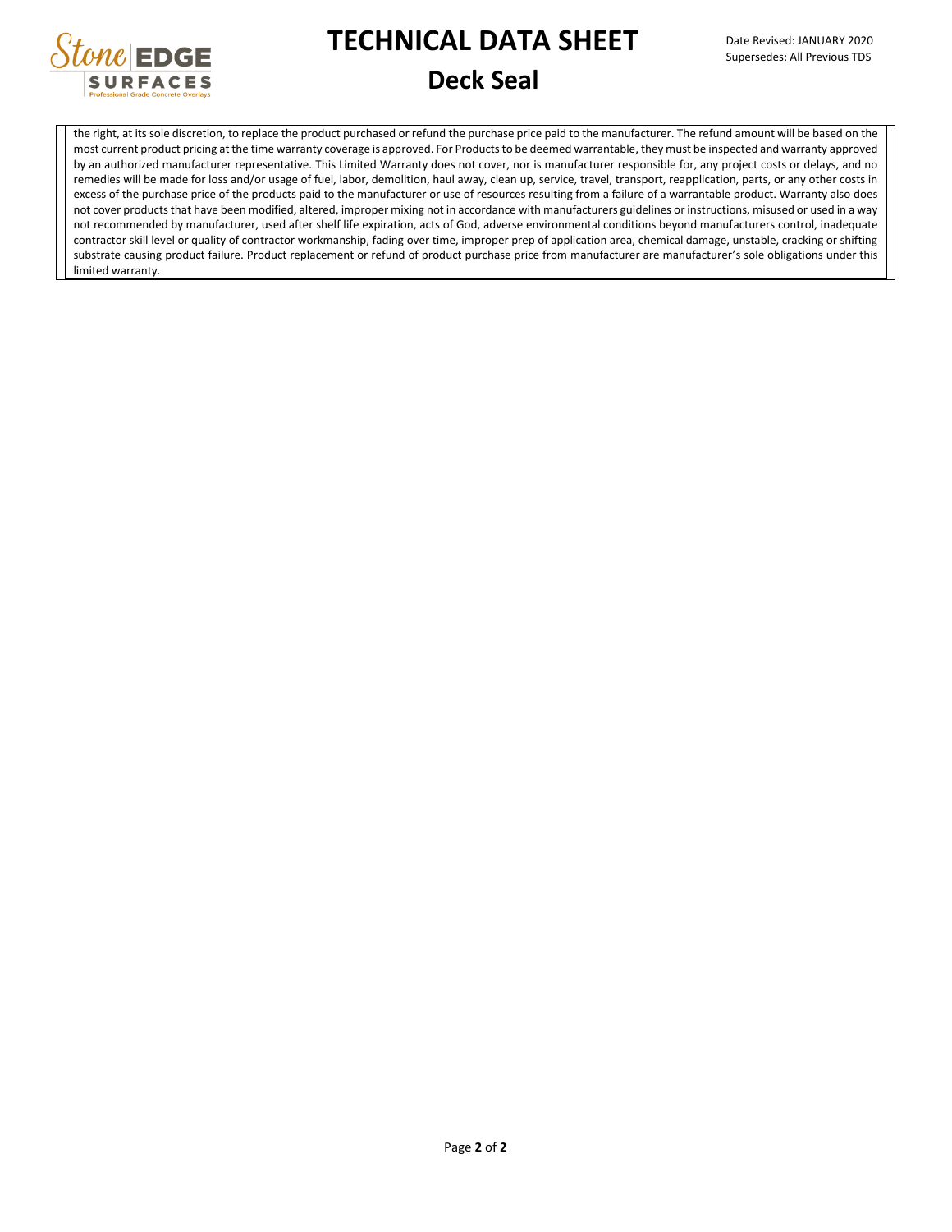the right, at its sole discretion, to replace the product purchased or refund the purchase price paid to the manufacturer. The refund amount will be based on the most current product pricing at the time warranty coverage is approved. For Products to be deemed warrantable, they must be inspected and warranty approved by an authorized manufacturer representative. This Limited Warranty does not cover, nor is manufacturer responsible for, any project costs or delays, and no remedies will be made for loss and/or usage of fuel, labor, demolition, haul away, clean up, service, travel, transport, reapplication, parts, or any other costs in excess of the purchase price of the products paid to the manufacturer or use of resources resulting from a failure of a warrantable product. Warranty also does not cover products that have been modified, altered, improper mixing not in accordance with manufacturers guidelines or instructions, misused or used in a way not recommended by manufacturer, used after shelf life expiration, acts of God, adverse environmental conditions beyond manufacturers control, inadequate contractor skill level or quality of contractor workmanship, fading over time, improper prep of application area, chemical damage, unstable, cracking or shifting substrate causing product failure. Product replacement or refund of product purchase price from manufacturer are manufacturer's sole obligations under this limited warranty.